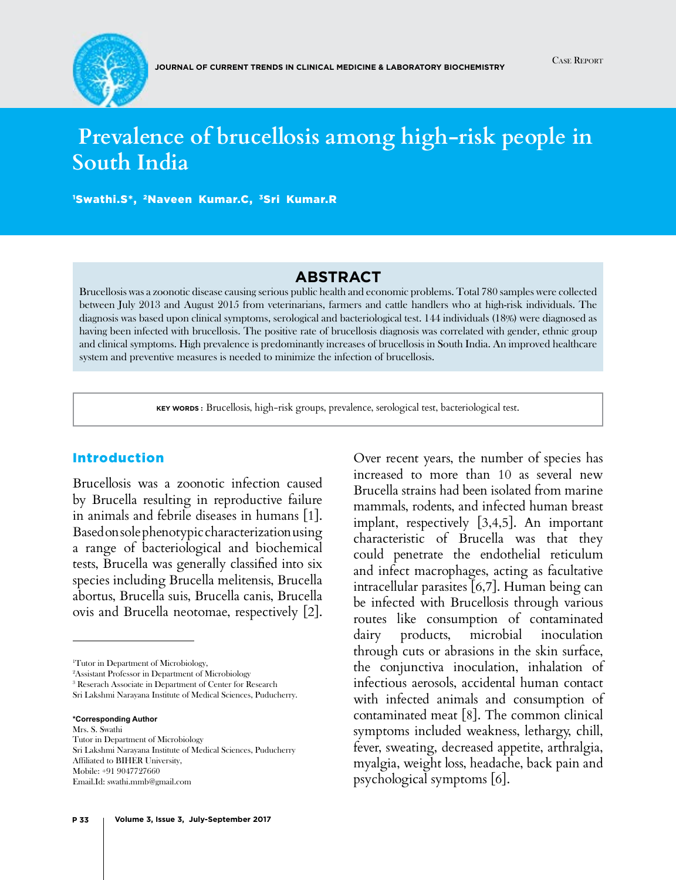# Prevalence of brucellosis among high-risk people in South India

[1]Swathi.S*, [2]Naveen Kumar.C, [3]Sri Kumar.R

## ABSTRACT

Brucellosis was a zoonotic disease causing serious public health and economic problems. Total 780 samples were collected between July 2013 and August 2015 from veterinarians, farmers and cattle handlers who at high-risk individuals. The diagnosis was based upon clinical symptoms, serological and bacteriological test. 144 individuals (18%) were diagnosed as having been infected with brucellosis. The positive rate of brucellosis diagnosis was correlated with gender, ethnic group and clinical symptoms. High prevalence is predominantly increases of brucellosis in South India. An improved healthcare system and preventive measures is needed to minimize the infection of brucellosis.

**KEY WORDS :** Brucellosis, high-risk groups, prevalence, serological test, bacteriological test.

## Introduction

Brucellosis was a zoonotic infection caused by Brucella resulting in reproductive failure in animals and febrile diseases in humans [1]. Based on sole phenotypic characterization using a range of bacteriological and biochemical tests, Brucella was generally classified into six species including Brucella melitensis, Brucella abortus, Brucella suis, Brucella canis, Brucella ovis and Brucella neotomae, respectively [2]. Over recent years, the number of species has increased to more than 10 as several new Brucella strains had been isolated from marine mammals, rodents, and infected human breast implant, respectively [3,4,5]. An important characteristic of Brucella was that they could penetrate the endothelial reticulum and infect macrophages, acting as facultative intracellular parasites [6,7]. Human being can be infected with Brucellosis through various routes like consumption of contaminated dairy products, microbial inoculation through cuts or abrasions in the skin surface, the conjunctiva inoculation, inhalation of infectious aerosols, accidental human contact with infected animals and consumption of contaminated meat [8]. The common clinical symptoms included weakness, lethargy, chill, fever, sweating, decreased appetite, arthralgia, myalgia, weight loss, headache, back pain and psychological symptoms [6].

---

[1]Tutor in Department of Microbiology,
[2]Assistant Professor in Department of Microbiology
[3] Reserach Associate in Department of Center for Research
Sri Lakshmi Narayana Institute of Medical Sciences, Puducherry.

**\*Corresponding Author**
Mrs. S. Swathi
Tutor in Department of Microbiology
Sri Lakshmi Narayana Institute of Medical Sciences, Puducherry
Affiliated to BIHER University,
Mobile: +91 9047727660
Email.Id: swathi.mmb@gmail.com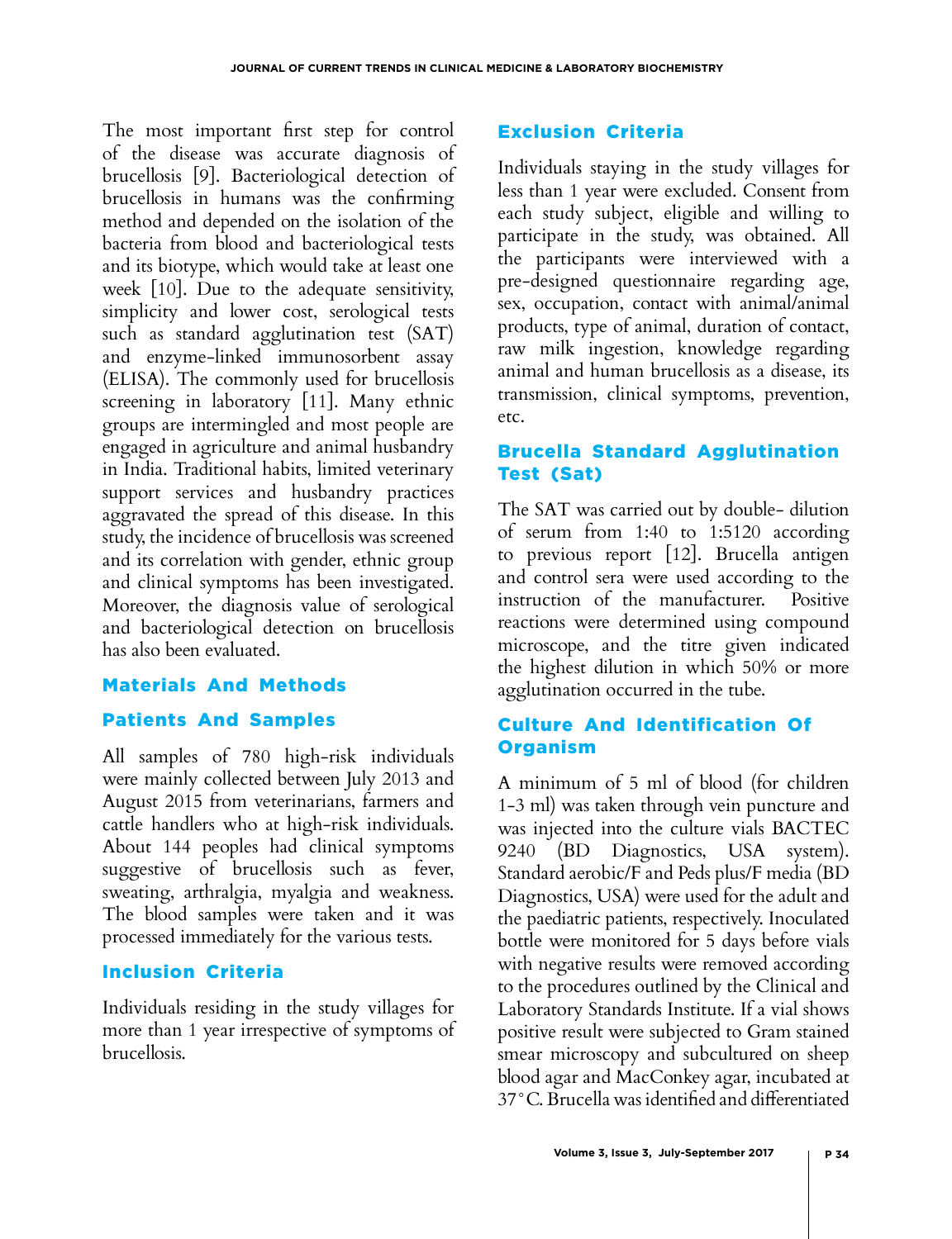The most important first step for control of the disease was accurate diagnosis of brucellosis [9]. Bacteriological detection of brucellosis in humans was the confirming method and depended on the isolation of the bacteria from blood and bacteriological tests and its biotype, which would take at least one week [10]. Due to the adequate sensitivity, simplicity and lower cost, serological tests such as standard agglutination test (SAT) and enzyme-linked immunosorbent assay (ELISA). The commonly used for brucellosis screening in laboratory [11]. Many ethnic groups are intermingled and most people are engaged in agriculture and animal husbandry in India. Traditional habits, limited veterinary support services and husbandry practices aggravated the spread of this disease. In this study, the incidence of brucellosis was screened and its correlation with gender, ethnic group and clinical symptoms has been investigated. Moreover, the diagnosis value of serological and bacteriological detection on brucellosis has also been evaluated.

## Materials And Methods

### Patients And Samples

All samples of 780 high-risk individuals were mainly collected between July 2013 and August 2015 from veterinarians, farmers and cattle handlers who at high-risk individuals. About 144 peoples had clinical symptoms suggestive of brucellosis such as fever, sweating, arthralgia, myalgia and weakness. The blood samples were taken and it was processed immediately for the various tests.

### Inclusion Criteria

Individuals residing in the study villages for more than 1 year irrespective of symptoms of brucellosis.

### Exclusion Criteria

Individuals staying in the study villages for less than 1 year were excluded. Consent from each study subject, eligible and willing to participate in the study, was obtained. All the participants were interviewed with a pre-designed questionnaire regarding age, sex, occupation, contact with animal/animal products, type of animal, duration of contact, raw milk ingestion, knowledge regarding animal and human brucellosis as a disease, its transmission, clinical symptoms, prevention, etc.

### Brucella Standard Agglutination Test (Sat)

The SAT was carried out by double- dilution of serum from 1:40 to 1:5120 according to previous report [12]. Brucella antigen and control sera were used according to the instruction of the manufacturer. Positive reactions were determined using compound microscope, and the titre given indicated the highest dilution in which 50% or more agglutination occurred in the tube.

### Culture And Identification Of Organism

A minimum of 5 ml of blood (for children 1-3 ml) was taken through vein puncture and was injected into the culture vials BACTEC 9240 (BD Diagnostics, USA system). Standard aerobic/F and Peds plus/F media (BD Diagnostics, USA) were used for the adult and the paediatric patients, respectively. Inoculated bottle were monitored for 5 days before vials with negative results were removed according to the procedures outlined by the Clinical and Laboratory Standards Institute. If a vial shows positive result were subjected to Gram stained smear microscopy and subcultured on sheep blood agar and MacConkey agar, incubated at 37°C. Brucella was identified and differentiated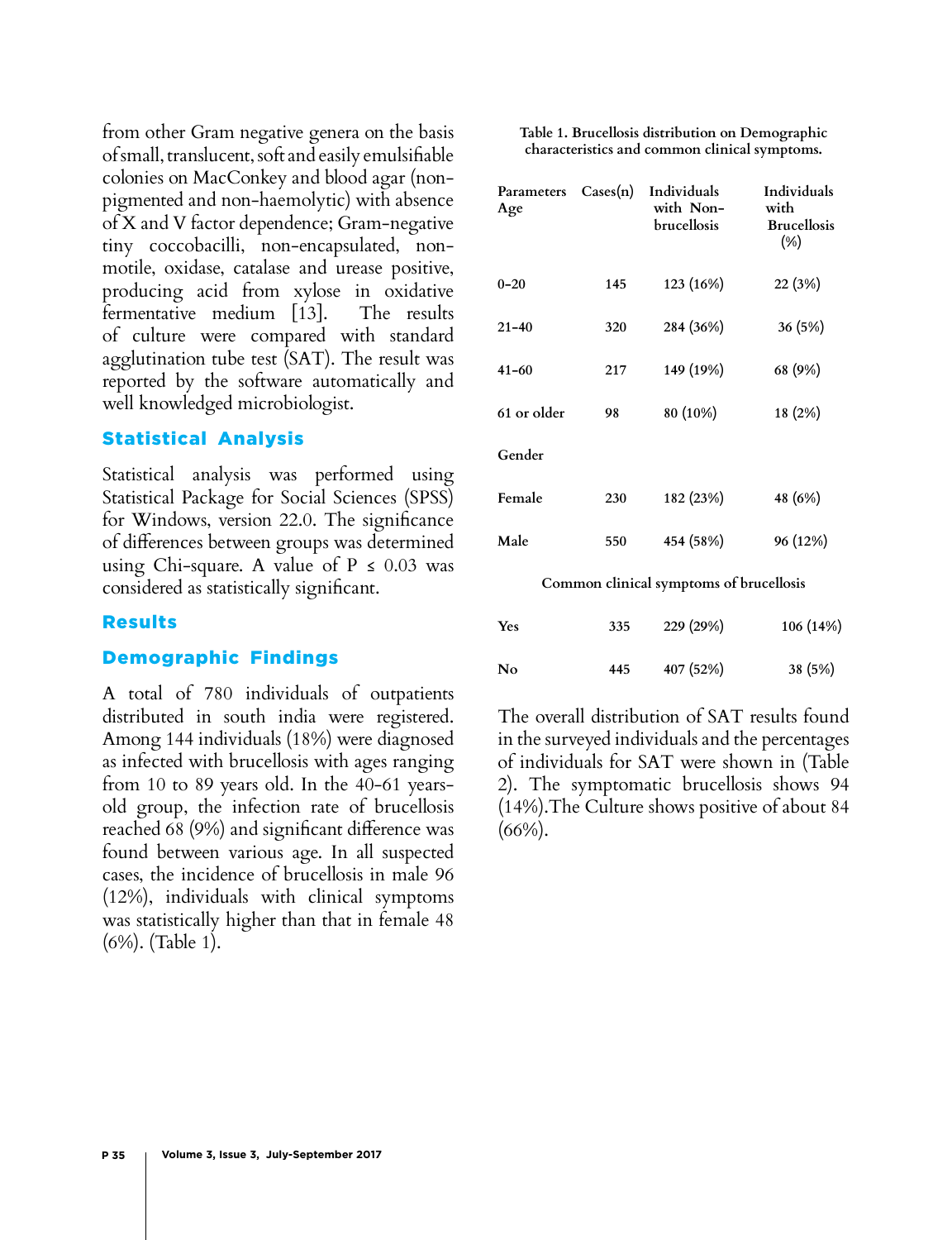from other Gram negative genera on the basis of small, translucent, soft and easily emulsifiable colonies on MacConkey and blood agar (non-pigmented and non-haemolytic) with absence of X and V factor dependence; Gram-negative tiny coccobacilli, non-encapsulated, non-motile, oxidase, catalase and urease positive, producing acid from xylose in oxidative fermentative medium [13]. The results of culture were compared with standard agglutination tube test (SAT). The result was reported by the software automatically and well knowledged microbiologist.

## Statistical Analysis

Statistical analysis was performed using Statistical Package for Social Sciences (SPSS) for Windows, version 22.0. The significance of differences between groups was determined using Chi-square. A value of $P \leq 0.03$ was considered as statistically significant.

## Results

### Demographic Findings

A total of 780 individuals of outpatients distributed in south india were registered. Among 144 individuals (18%) were diagnosed as infected with brucellosis with ages ranging from 10 to 89 years old. In the 40-61 years-old group, the infection rate of brucellosis reached 68 (9%) and significant difference was found between various age. In all suspected cases, the incidence of brucellosis in male 96 (12%), individuals with clinical symptoms was statistically higher than that in female 48 (6%). (Table 1).

**Table 1. Brucellosis distribution on Demographic characteristics and common clinical symptoms.**

| Parameters Age | Cases(n) | Individuals with Non-brucellosis | Individuals with Brucellosis (%) |
|---|---|---|---|
| 0-20 | 145 | 123 (16%) | 22 (3%) |
| 21-40 | 320 | 284 (36%) | 36 (5%) |
| 41-60 | 217 | 149 (19%) | 68 (9%) |
| 61 or older | 98 | 80 (10%) | 18 (2%) |
| **Gender** | | | |
| Female | 230 | 182 (23%) | 48 (6%) |
| Male | 550 | 454 (58%) | 96 (12%) |
| **Common clinical symptoms of brucellosis** | | | |
| Yes | 335 | 229 (29%) | 106 (14%) |
| No | 445 | 407 (52%) | 38 (5%) |

The overall distribution of SAT results found in the surveyed individuals and the percentages of individuals for SAT were shown in (Table 2). The symptomatic brucellosis shows 94 (14%).The Culture shows positive of about 84 (66%).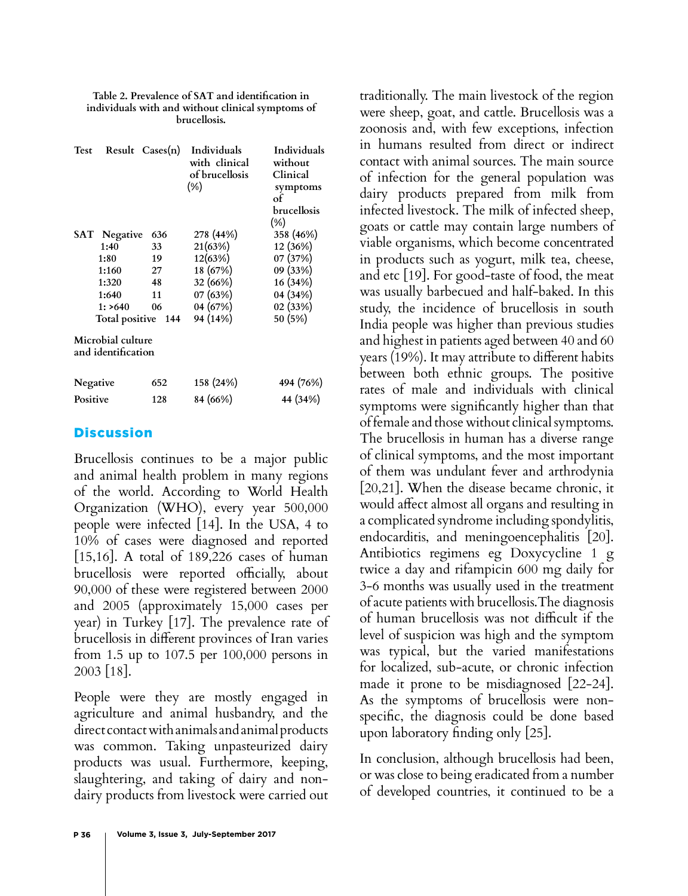**Table 2. Prevalence of SAT and identification in individuals with and without clinical symptoms of brucellosis.**

| Test | Result | Cases(n) | Individuals with clinical of brucellosis (%) | Individuals without Clinical symptoms of brucellosis (%) |
|---|---|---|---|---|
| SAT | Negative | 636 | 278 (44%) | 358 (46%) |
| | 1:40 | 33 | 21(63%) | 12 (36%) |
| | 1:80 | 19 | 12(63%) | 07 (37%) |
| | 1:160 | 27 | 18 (67%) | 09 (33%) |
| | 1:320 | 48 | 32 (66%) | 16 (34%) |
| | 1:640 | 11 | 07 (63%) | 04 (34%) |
| | 1: >640 | 06 | 04 (67%) | 02 (33%) |
| | Total positive | 144 | 94 (14%) | 50 (5%) |
| Microbial culture and identification | | | | |
| Negative | | 652 | 158 (24%) | 494 (76%) |
| Positive | | 128 | 84 (66%) | 44 (34%) |

## Discussion

Brucellosis continues to be a major public and animal health problem in many regions of the world. According to World Health Organization (WHO), every year 500,000 people were infected [14]. In the USA, 4 to 10% of cases were diagnosed and reported [15,16]. A total of 189,226 cases of human brucellosis were reported officially, about 90,000 of these were registered between 2000 and 2005 (approximately 15,000 cases per year) in Turkey [17]. The prevalence rate of brucellosis in different provinces of Iran varies from 1.5 up to 107.5 per 100,000 persons in 2003 [18].

People were they are mostly engaged in agriculture and animal husbandry, and the direct contact with animals and animal products was common. Taking unpasteurized dairy products was usual. Furthermore, keeping, slaughtering, and taking of dairy and non-dairy products from livestock were carried out traditionally. The main livestock of the region were sheep, goat, and cattle. Brucellosis was a zoonosis and, with few exceptions, infection in humans resulted from direct or indirect contact with animal sources. The main source of infection for the general population was dairy products prepared from milk from infected livestock. The milk of infected sheep, goats or cattle may contain large numbers of viable organisms, which become concentrated in products such as yogurt, milk tea, cheese, and etc [19]. For good-taste of food, the meat was usually barbecued and half-baked. In this study, the incidence of brucellosis in south India people was higher than previous studies and highest in patients aged between 40 and 60 years (19%). It may attribute to different habits between both ethnic groups. The positive rates of male and individuals with clinical symptoms were significantly higher than that of female and those without clinical symptoms. The brucellosis in human has a diverse range of clinical symptoms, and the most important of them was undulant fever and arthrodynia [20,21]. When the disease became chronic, it would affect almost all organs and resulting in a complicated syndrome including spondylitis, endocarditis, and meningoencephalitis [20]. Antibiotics regimens eg Doxycycline 1 g twice a day and rifampicin 600 mg daily for 3-6 months was usually used in the treatment of acute patients with brucellosis.The diagnosis of human brucellosis was not difficult if the level of suspicion was high and the symptom was typical, but the varied manifestations for localized, sub-acute, or chronic infection made it prone to be misdiagnosed [22-24]. As the symptoms of brucellosis were non-specific, the diagnosis could be done based upon laboratory finding only [25].

In conclusion, although brucellosis had been, or was close to being eradicated from a number of developed countries, it continued to be a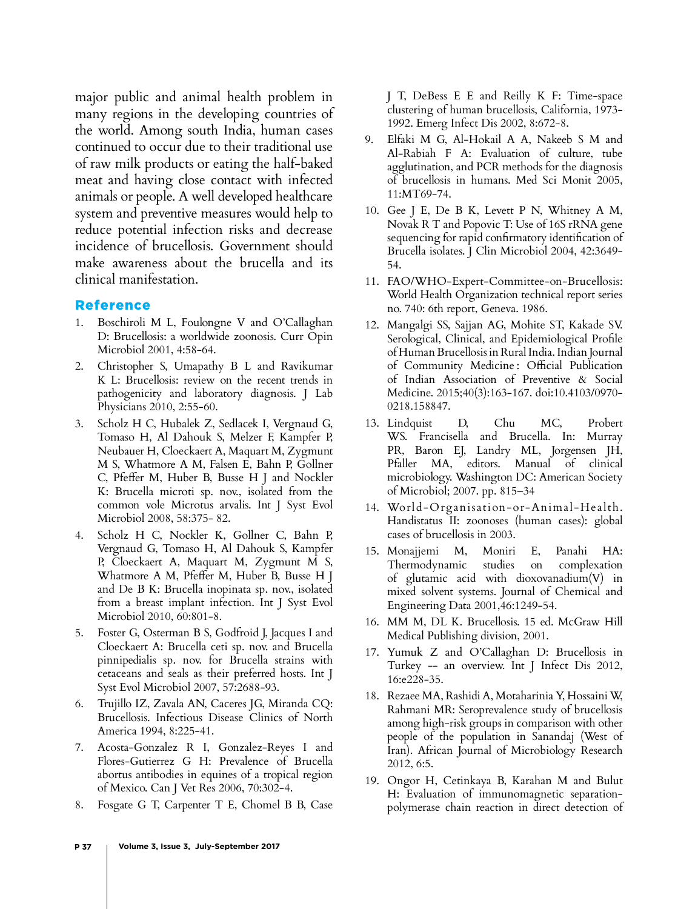major public and animal health problem in many regions in the developing countries of the world. Among south India, human cases continued to occur due to their traditional use of raw milk products or eating the half-baked meat and having close contact with infected animals or people. A well developed healthcare system and preventive measures would help to reduce potential infection risks and decrease incidence of brucellosis. Government should make awareness about the brucella and its clinical manifestation.

## Reference

1. Boschiroli M L, Foulongne V and O'Callaghan D: Brucellosis: a worldwide zoonosis. Curr Opin Microbiol 2001, 4:58-64.
2. Christopher S, Umapathy B L and Ravikumar K L: Brucellosis: review on the recent trends in pathogenicity and laboratory diagnosis. J Lab Physicians 2010, 2:55-60.
3. Scholz H C, Hubalek Z, Sedlacek I, Vergnaud G, Tomaso H, Al Dahouk S, Melzer F, Kampfer P, Neubauer H, Cloeckaert A, Maquart M, Zygmunt M S, Whatmore A M, Falsen E, Bahn P, Gollner C, Pfeffer M, Huber B, Busse H J and Nockler K: Brucella microti sp. nov., isolated from the common vole Microtus arvalis. Int J Syst Evol Microbiol 2008, 58:375- 82.
4. Scholz H C, Nockler K, Gollner C, Bahn P, Vergnaud G, Tomaso H, Al Dahouk S, Kampfer P, Cloeckaert A, Maquart M, Zygmunt M S, Whatmore A M, Pfeffer M, Huber B, Busse H J and De B K: Brucella inopinata sp. nov., isolated from a breast implant infection. Int J Syst Evol Microbiol 2010, 60:801-8.
5. Foster G, Osterman B S, Godfroid J, Jacques I and Cloeckaert A: Brucella ceti sp. nov. and Brucella pinnipedialis sp. nov. for Brucella strains with cetaceans and seals as their preferred hosts. Int J Syst Evol Microbiol 2007, 57:2688-93.
6. Trujillo IZ, Zavala AN, Caceres JG, Miranda CQ: Brucellosis. Infectious Disease Clinics of North America 1994, 8:225-41.
7. Acosta-Gonzalez R I, Gonzalez-Reyes I and Flores-Gutierrez G H: Prevalence of Brucella abortus antibodies in equines of a tropical region of Mexico. Can J Vet Res 2006, 70:302-4.
8. Fosgate G T, Carpenter T E, Chomel B B, Case J T, DeBess E E and Reilly K F: Time-space clustering of human brucellosis, California, 1973-1992. Emerg Infect Dis 2002, 8:672-8.
9. Elfaki M G, Al-Hokail A A, Nakeeb S M and Al-Rabiah F A: Evaluation of culture, tube agglutination, and PCR methods for the diagnosis of brucellosis in humans. Med Sci Monit 2005, 11:MT69-74.
10. Gee J E, De B K, Levett P N, Whitney A M, Novak R T and Popovic T: Use of 16S rRNA gene sequencing for rapid confirmatory identification of Brucella isolates. J Clin Microbiol 2004, 42:3649-54.
11. FAO/WHO-Expert-Committee-on-Brucellosis: World Health Organization technical report series no. 740: 6th report, Geneva. 1986.
12. Mangalgi SS, Sajjan AG, Mohite ST, Kakade SV. Serological, Clinical, and Epidemiological Profile of Human Brucellosis in Rural India. Indian Journal of Community Medicine : Official Publication of Indian Association of Preventive & Social Medicine. 2015;40(3):163-167. doi:10.4103/0970-0218.158847.
13. Lindquist D, Chu MC, Probert WS. Francisella and Brucella. In: Murray PR, Baron EJ, Landry ML, Jorgensen JH, Pfaller MA, editors. Manual of clinical microbiology. Washington DC: American Society of Microbiol; 2007. pp. 815–34
14. World-Organisation-or-Animal-Health. Handistatus II: zoonoses (human cases): global cases of brucellosis in 2003.
15. Monajjemi M, Moniri E, Panahi HA: Thermodynamic studies on complexation of glutamic acid with dioxovanadium(V) in mixed solvent systems. Journal of Chemical and Engineering Data 2001,46:1249-54.
16. MM M, DL K. Brucellosis. 15 ed. McGraw Hill Medical Publishing division, 2001.
17. Yumuk Z and O'Callaghan D: Brucellosis in Turkey -- an overview. Int J Infect Dis 2012, 16:e228-35.
18. Rezaee MA, Rashidi A, Motaharinia Y, Hossaini W, Rahmani MR: Seroprevalence study of brucellosis among high-risk groups in comparison with other people of the population in Sanandaj (West of Iran). African Journal of Microbiology Research 2012, 6:5.
19. Ongor H, Cetinkaya B, Karahan M and Bulut H: Evaluation of immunomagnetic separation-polymerase chain reaction in direct detection of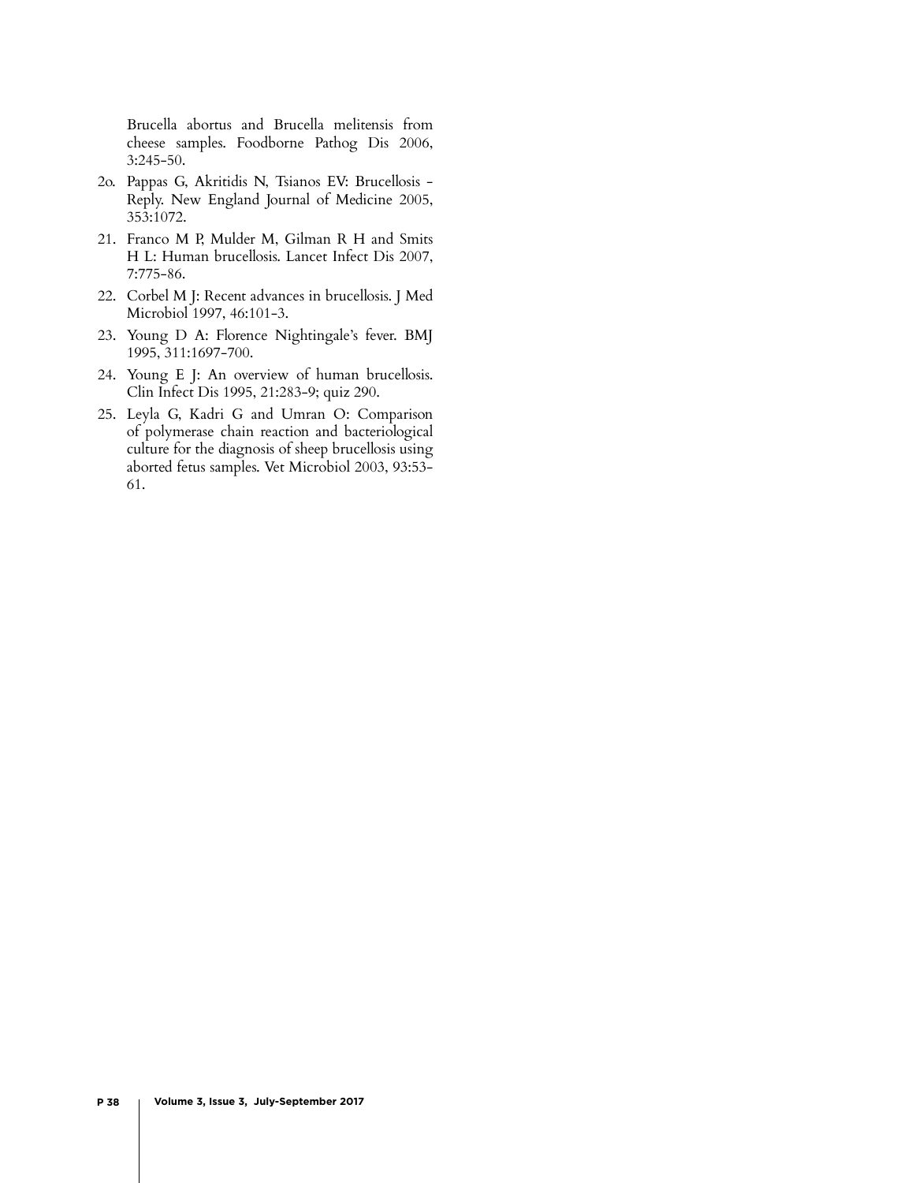Brucella abortus and Brucella melitensis from cheese samples. Foodborne Pathog Dis 2006, 3:245-50.

20. Pappas G, Akritidis N, Tsianos EV: Brucellosis - Reply. New England Journal of Medicine 2005, 353:1072.
21. Franco M P, Mulder M, Gilman R H and Smits H L: Human brucellosis. Lancet Infect Dis 2007, 7:775-86.
22. Corbel M J: Recent advances in brucellosis. J Med Microbiol 1997, 46:101-3.
23. Young D A: Florence Nightingale's fever. BMJ 1995, 311:1697-700.
24. Young E J: An overview of human brucellosis. Clin Infect Dis 1995, 21:283-9; quiz 290.
25. Leyla G, Kadri G and Umran O: Comparison of polymerase chain reaction and bacteriological culture for the diagnosis of sheep brucellosis using aborted fetus samples. Vet Microbiol 2003, 93:53-61.